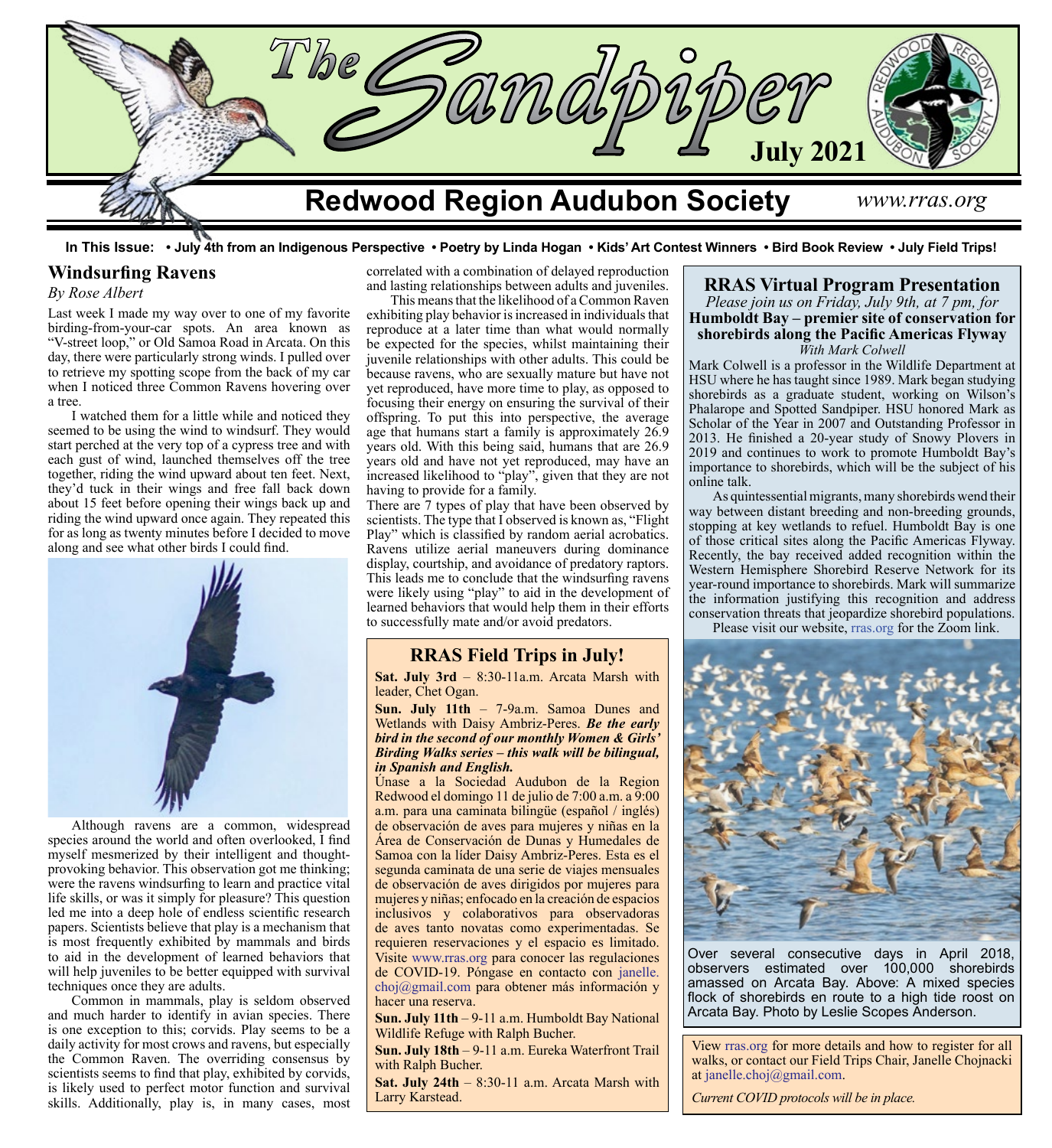# The Sandpiper

**July 2021**

## Redwood Region Audubon Society

*www.rras.org*

**In This Issue: • July 4th from an Indigenous Perspective • Poetry by Linda Hogan • Kids' Art Contest Winners • Bird Book Review • July Field Trips!**

## Windsurfing Ravens

*By Rose Albert*

Last week I made my way over to one of my favorite birding-from-your-car spots. An area known as "V-street loop," or Old Samoa Road in Arcata. On this day, there were particularly strong winds. I pulled over to retrieve my spotting scope from the back of my car when I noticed three Common Ravens hovering over a tree.

I watched them for a little while and noticed they seemed to be using the wind to windsurf. They would start perched at the very top of a cypress tree and with each gust of wind, launched themselves off the tree together, riding the wind upward about ten feet. Next, they'd tuck in their wings and free fall back down about 15 feet before opening their wings back up and riding the wind upward once again. They repeated this for as long as twenty minutes before I decided to move along and see what other birds I could find.

Although ravens are a common, widespread species around the world and often overlooked, I find myself mesmerized by their intelligent and thought-provoking behavior. This observation got me thinking; were the ravens windsurfing to learn and practice vital life skills, or was it simply for pleasure? This question led me into a deep hole of endless scientific research papers. Scientists believe that play is a mechanism that is most frequently exhibited by mammals and birds to aid in the development of learned behaviors that will help juveniles to be better equipped with survival techniques once they are adults.

Common in mammals, play is seldom observed and much harder to identify in avian species. There is one exception to this; corvids. Play seems to be a daily activity for most crows and ravens, but especially the Common Raven. The overriding consensus by scientists seems to find that play, exhibited by corvids, is likely used to perfect motor function and survival skills. Additionally, play is, in many cases, most correlated with a combination of delayed reproduction and lasting relationships between adults and juveniles.

This means that the likelihood of a Common Raven exhibiting play behavior is increased in individuals that reproduce at a later time than what would normally be expected for the species, whilst maintaining their juvenile relationships with other adults. This could be because ravens, who are sexually mature but have not yet reproduced, have more time to play, as opposed to focusing their energy on ensuring the survival of their offspring. To put this into perspective, the average age that humans start a family is approximately 26.9 years old. With this being said, humans that are 26.9 years old and have not yet reproduced, may have an increased likelihood to "play", given that they are not having to provide for a family.

There are 7 types of play that have been observed by scientists. The type that I observed is known as, "Flight Play" which is classified by random aerial acrobatics. Ravens utilize aerial maneuvers during dominance display, courtship, and avoidance of predatory raptors. This leads me to conclude that the windsurfing ravens were likely using "play" to aid in the development of learned behaviors that would help them in their efforts to successfully mate and/or avoid predators.

## RRAS Field Trips in July!

**Sat. July 3rd** – 8:30-11a.m. Arcata Marsh with leader, Chet Ogan.

**Sun. July 11th** – 7-9a.m. Samoa Dunes and Wetlands with Daisy Ambriz-Peres. ***Be the early bird in the second of our monthly Women & Girls' Birding Walks series – this walk will be bilingual, in Spanish and English.***

Únase a la Sociedad Audubon de la Region Redwood el domingo 11 de julio de 7:00 a.m. a 9:00 a.m. para una caminata bilingüe (español / inglés) de observación de aves para mujeres y niñas en la Área de Conservación de Dunas y Humedales de Samoa con la líder Daisy Ambriz-Peres. Esta es el segunda caminata de una serie de viajes mensuales de observación de aves dirigidos por mujeres para mujeres y niñas; enfocado en la creación de espacios inclusivos y colaborativos para observadoras de aves tanto novatas como experimentadas. Se requieren reservaciones y el espacio es limitado. Visite www.rras.org para conocer las regulaciones de COVID-19. Póngase en contacto con janelle.choj@gmail.com para obtener más información y hacer una reserva.

**Sun. July 11th** – 9-11 a.m. Humboldt Bay National Wildlife Refuge with Ralph Bucher.

**Sun. July 18th** – 9-11 a.m. Eureka Waterfront Trail with Ralph Bucher.

**Sat. July 24th** – 8:30-11 a.m. Arcata Marsh with Larry Karstead.

## RRAS Virtual Program Presentation

*Please join us on Friday, July 9th, at 7 pm, for*

**Humboldt Bay – premier site of conservation for shorebirds along the Pacific Americas Flyway**

*With Mark Colwell*

Mark Colwell is a professor in the Wildlife Department at HSU where he has taught since 1989. Mark began studying shorebirds as a graduate student, working on Wilson's Phalarope and Spotted Sandpiper. HSU honored Mark as Scholar of the Year in 2007 and Outstanding Professor in 2013. He finished a 20-year study of Snowy Plovers in 2019 and continues to work to promote Humboldt Bay's importance to shorebirds, which will be the subject of his online talk.

As quintessential migrants, many shorebirds wend their way between distant breeding and non-breeding grounds, stopping at key wetlands to refuel. Humboldt Bay is one of those critical sites along the Pacific Americas Flyway. Recently, the bay received added recognition within the Western Hemisphere Shorebird Reserve Network for its year-round importance to shorebirds. Mark will summarize the information justifying this recognition and address conservation threats that jeopardize shorebird populations.

Please visit our website, rras.org for the Zoom link.

Over several consecutive days in April 2018, observers estimated over 100,000 shorebirds amassed on Arcata Bay. Above: A mixed species flock of shorebirds en route to a high tide roost on Arcata Bay. Photo by Leslie Scopes Anderson.

View rras.org for more details and how to register for all walks, or contact our Field Trips Chair, Janelle Chojnacki at janelle.choj@gmail.com.

*Current COVID protocols will be in place.*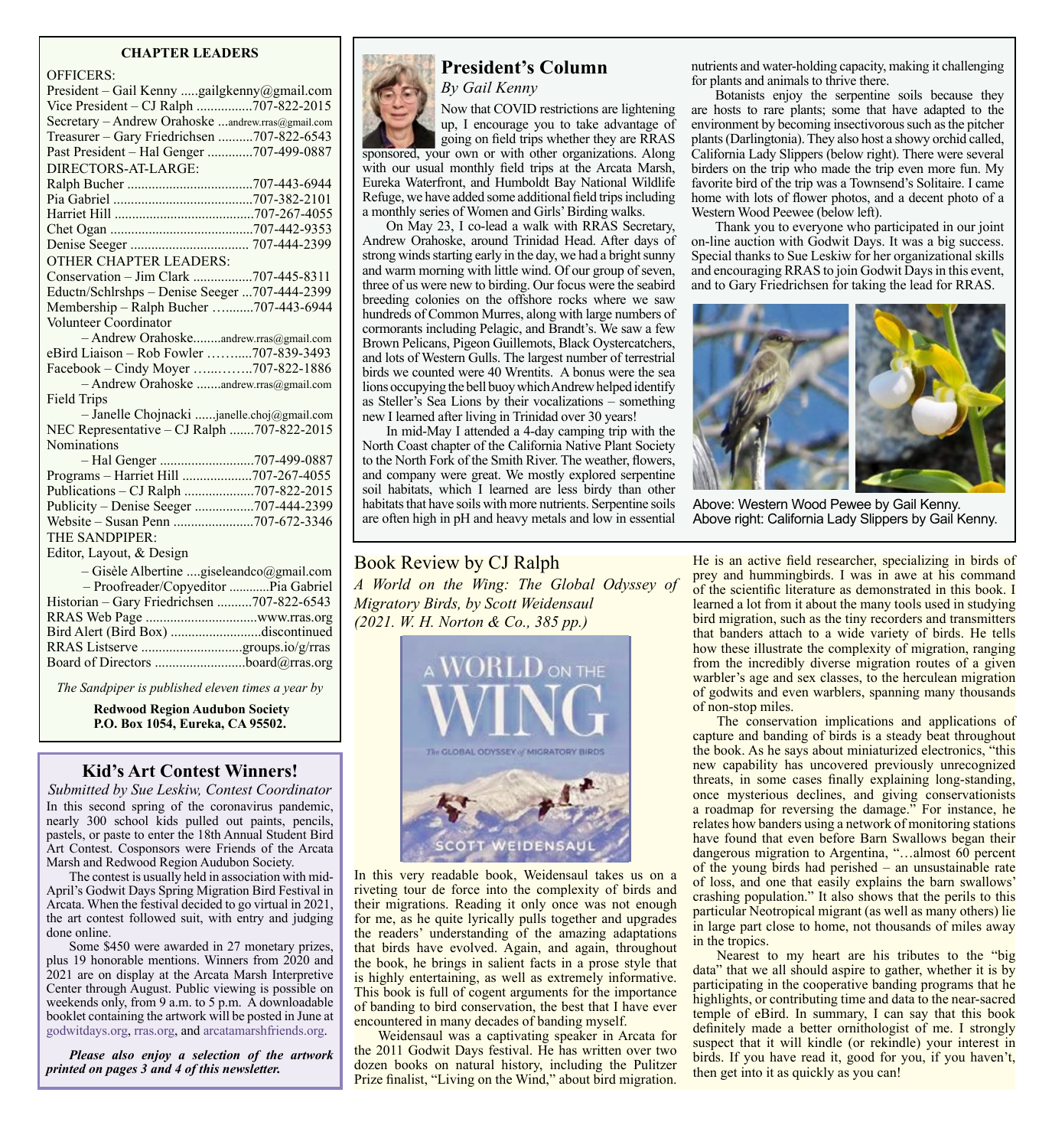**CHAPTER LEADERS**

OFFICERS:

President – Gail Kenny .....gailgkenny@gmail.com
Vice President – CJ Ralph ................707-822-2015
Secretary – Andrew Orahoske ...andrew.rras@gmail.com
Treasurer – Gary Friedrichsen ..........707-822-6543
Past President – Hal Genger .............707-499-0887

DIRECTORS-AT-LARGE:

Ralph Bucher ....................................707-443-6944
Pia Gabriel ........................................707-382-2101
Harriet Hill ........................................707-267-4055
Chet Ogan .........................................707-442-9353
Denise Seeger .................................. 707-444-2399

OTHER CHAPTER LEADERS:

Conservation – Jim Clark .................707-445-8311
Eductn/Schlrshps – Denise Seeger ...707-444-2399
Membership – Ralph Bucher …........707-443-6944
Volunteer Coordinator
– Andrew Orahoske........andrew.rras@gmail.com
eBird Liaison – Rob Fowler ……......707-839-3493
Facebook – Cindy Moyer …...…….707-822-1886
– Andrew Orahoske .......andrew.rras@gmail.com
Field Trips
– Janelle Chojnacki ......janelle.choj@gmail.com
NEC Representative – CJ Ralph .......707-822-2015
Nominations
– Hal Genger ...........................707-499-0887
Programs – Harriet Hill ....................707-267-4055
Publications – CJ Ralph ....................707-822-2015
Publicity – Denise Seeger .................707-444-2399
Website – Susan Penn .......................707-672-3346

THE SANDPIPER:

Editor, Layout, & Design
– Gisèle Albertine ....giseleandco@gmail.com
– Proofreader/Copyeditor ............Pia Gabriel
Historian – Gary Friedrichsen ..........707-822-6543
RRAS Web Page ................................www.rras.org
Bird Alert (Bird Box) ..........................discontinued
RRAS Listserve .............................groups.io/g/rras
Board of Directors ..........................board@rras.org

*The Sandpiper is published eleven times a year by*

**Redwood Region Audubon Society**
**P.O. Box 1054, Eureka, CA 95502.**

## Kid's Art Contest Winners!

*Submitted by Sue Leskiw, Contest Coordinator*

In this second spring of the coronavirus pandemic, nearly 300 school kids pulled out paints, pencils, pastels, or paste to enter the 18th Annual Student Bird Art Contest. Cosponsors were Friends of the Arcata Marsh and Redwood Region Audubon Society.

The contest is usually held in association with mid-April's Godwit Days Spring Migration Bird Festival in Arcata. When the festival decided to go virtual in 2021, the art contest followed suit, with entry and judging done online.

Some $450 were awarded in 27 monetary prizes, plus 19 honorable mentions. Winners from 2020 and 2021 are on display at the Arcata Marsh Interpretive Center through August. Public viewing is possible on weekends only, from 9 a.m. to 5 p.m. A downloadable booklet containing the artwork will be posted in June at godwitdays.org, rras.org, and arcatamarshfriends.org.

***Please also enjoy a selection of the artwork printed on pages 3 and 4 of this newsletter.***

## President's Column

*By Gail Kenny*

Now that COVID restrictions are lightening up, I encourage you to take advantage of going on field trips whether they are RRAS sponsored, your own or with other organizations. Along with our usual monthly field trips at the Arcata Marsh, Eureka Waterfront, and Humboldt Bay National Wildlife Refuge, we have added some additional field trips including a monthly series of Women and Girls' Birding walks.

On May 23, I co-lead a walk with RRAS Secretary, Andrew Orahoske, around Trinidad Head. After days of strong winds starting early in the day, we had a bright sunny and warm morning with little wind. Of our group of seven, three of us were new to birding. Our focus were the seabird breeding colonies on the offshore rocks where we saw hundreds of Common Murres, along with large numbers of cormorants including Pelagic, and Brandt's. We saw a few Brown Pelicans, Pigeon Guillemots, Black Oystercatchers, and lots of Western Gulls. The largest number of terrestrial birds we counted were 40 Wrentits. A bonus were the sea lions occupying the bell buoy which Andrew helped identify as Steller's Sea Lions by their vocalizations – something new I learned after living in Trinidad over 30 years!

In mid-May I attended a 4-day camping trip with the North Coast chapter of the California Native Plant Society to the North Fork of the Smith River. The weather, flowers, and company were great. We mostly explored serpentine soil habitats, which I learned are less birdy than other habitats that have soils with more nutrients. Serpentine soils are often high in pH and heavy metals and low in essential nutrients and water-holding capacity, making it challenging for plants and animals to thrive there.

Botanists enjoy the serpentine soils because they are hosts to rare plants; some that have adapted to the environment by becoming insectivorous such as the pitcher plants (Darlingtonia). They also host a showy orchid called, California Lady Slippers (below right). There were several birders on the trip who made the trip even more fun. My favorite bird of the trip was a Townsend's Solitaire. I came home with lots of flower photos, and a decent photo of a Western Wood Peewee (below left).

Thank you to everyone who participated in our joint on-line auction with Godwit Days. It was a big success. Special thanks to Sue Leskiw for her organizational skills and encouraging RRAS to join Godwit Days in this event, and to Gary Friedrichsen for taking the lead for RRAS.

Above: Western Wood Pewee by Gail Kenny.
Above right: California Lady Slippers by Gail Kenny.

## Book Review by CJ Ralph

*A World on the Wing: The Global Odyssey of Migratory Birds, by Scott Weidensaul (2021. W. H. Norton & Co., 385 pp.)*

In this very readable book, Weidensaul takes us on a riveting tour de force into the complexity of birds and their migrations. Reading it only once was not enough for me, as he quite lyrically pulls together and upgrades the readers' understanding of the amazing adaptations that birds have evolved. Again, and again, throughout the book, he brings in salient facts in a prose style that is highly entertaining, as well as extremely informative. This book is full of cogent arguments for the importance of banding to bird conservation, the best that I have ever encountered in many decades of banding myself.

Weidensaul was a captivating speaker in Arcata for the 2011 Godwit Days festival. He has written over two dozen books on natural history, including the Pulitzer Prize finalist, "Living on the Wind," about bird migration. He is an active field researcher, specializing in birds of prey and hummingbirds. I was in awe at his command of the scientific literature as demonstrated in this book. I learned a lot from it about the many tools used in studying bird migration, such as the tiny recorders and transmitters that banders attach to a wide variety of birds. He tells how these illustrate the complexity of migration, ranging from the incredibly diverse migration routes of a given warbler's age and sex classes, to the herculean migration of godwits and even warblers, spanning many thousands of non-stop miles.

The conservation implications and applications of capture and banding of birds is a steady beat throughout the book. As he says about miniaturized electronics, "this new capability has uncovered previously unrecognized threats, in some cases finally explaining long-standing, once mysterious declines, and giving conservationists a roadmap for reversing the damage." For instance, he relates how banders using a network of monitoring stations have found that even before Barn Swallows began their dangerous migration to Argentina, "…almost 60 percent of the young birds had perished – an unsustainable rate of loss, and one that easily explains the barn swallows' crashing population." It also shows that the perils to this particular Neotropical migrant (as well as many others) lie in large part close to home, not thousands of miles away in the tropics.

Nearest to my heart are his tributes to the "big data" that we all should aspire to gather, whether it is by participating in the cooperative banding programs that he highlights, or contributing time and data to the near-sacred temple of eBird. In summary, I can say that this book definitely made a better ornithologist of me. I strongly suspect that it will kindle (or rekindle) your interest in birds. If you have read it, good for you, if you haven't, then get into it as quickly as you can!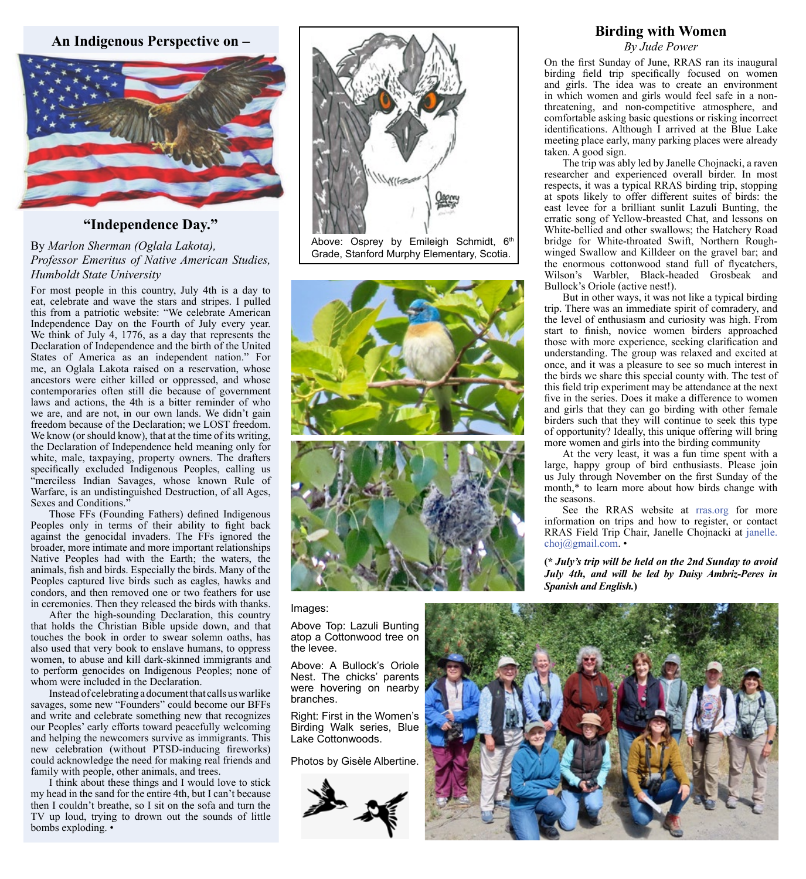## An Indigenous Perspective on – "Independence Day."

By *Marlon Sherman (Oglala Lakota), Professor Emeritus of Native American Studies, Humboldt State University*

For most people in this country, July 4th is a day to eat, celebrate and wave the stars and stripes. I pulled this from a patriotic website: "We celebrate American Independence Day on the Fourth of July every year. We think of July 4, 1776, as a day that represents the Declaration of Independence and the birth of the United States of America as an independent nation." For me, an Oglala Lakota raised on a reservation, whose ancestors were either killed or oppressed, and whose contemporaries often still die because of government laws and actions, the 4th is a bitter reminder of who we are, and are not, in our own lands. We didn't gain freedom because of the Declaration; we LOST freedom. We know (or should know), that at the time of its writing, the Declaration of Independence held meaning only for white, male, taxpaying, property owners. The drafters specifically excluded Indigenous Peoples, calling us "merciless Indian Savages, whose known Rule of Warfare, is an undistinguished Destruction, of all Ages, Sexes and Conditions."

Those FFs (Founding Fathers) defined Indigenous Peoples only in terms of their ability to fight back against the genocidal invaders. The FFs ignored the broader, more intimate and more important relationships Native Peoples had with the Earth; the waters, the animals, fish and birds. Especially the birds. Many of the Peoples captured live birds such as eagles, hawks and condors, and then removed one or two feathers for use in ceremonies. Then they released the birds with thanks.

After the high-sounding Declaration, this country that holds the Christian Bible upside down, and that touches the book in order to swear solemn oaths, has also used that very book to enslave humans, to oppress women, to abuse and kill dark-skinned immigrants and to perform genocides on Indigenous Peoples; none of whom were included in the Declaration.

Instead of celebrating a document that calls us warlike savages, some new "Founders" could become our BFFs and write and celebrate something new that recognizes our Peoples' early efforts toward peacefully welcoming and helping the newcomers survive as immigrants. This new celebration (without PTSD-inducing fireworks) could acknowledge the need for making real friends and family with people, other animals, and trees.

I think about these things and I would love to stick my head in the sand for the entire 4th, but I can't because then I couldn't breathe, so I sit on the sofa and turn the TV up loud, trying to drown out the sounds of little bombs exploding. •

Above: Osprey by Emileigh Schmidt, 6th Grade, Stanford Murphy Elementary, Scotia.

Images:

Above Top: Lazuli Bunting atop a Cottonwood tree on the levee.

Above: A Bullock's Oriole Nest. The chicks' parents were hovering on nearby branches.

Right: First in the Women's Birding Walk series, Blue Lake Cottonwoods.

Photos by Gisèle Albertine.

## Birding with Women

*By Jude Power*

On the first Sunday of June, RRAS ran its inaugural birding field trip specifically focused on women and girls. The idea was to create an environment in which women and girls would feel safe in a non-threatening, and non-competitive atmosphere, and comfortable asking basic questions or risking incorrect identifications. Although I arrived at the Blue Lake meeting place early, many parking places were already taken. A good sign.

The trip was ably led by Janelle Chojnacki, a raven researcher and experienced overall birder. In most respects, it was a typical RRAS birding trip, stopping at spots likely to offer different suites of birds: the east levee for a brilliant sunlit Lazuli Bunting, the erratic song of Yellow-breasted Chat, and lessons on White-bellied and other swallows; the Hatchery Road bridge for White-throated Swift, Northern Rough-winged Swallow and Killdeer on the gravel bar; and the enormous cottonwood stand full of flycatchers, Wilson's Warbler, Black-headed Grosbeak and Bullock's Oriole (active nest!).

But in other ways, it was not like a typical birding trip. There was an immediate spirit of comradery, and the level of enthusiasm and curiosity was high. From start to finish, novice women birders approached those with more experience, seeking clarification and understanding. The group was relaxed and excited at once, and it was a pleasure to see so much interest in the birds we share this special county with. The test of this field trip experiment may be attendance at the next five in the series. Does it make a difference to women and girls that they can go birding with other female birders such that they will continue to seek this type of opportunity? Ideally, this unique offering will bring more women and girls into the birding community

At the very least, it was a fun time spent with a large, happy group of bird enthusiasts. Please join us July through November on the first Sunday of the month,* to learn more about how birds change with the seasons.

See the RRAS website at rras.org for more information on trips and how to register, or contact RRAS Field Trip Chair, Janelle Chojnacki at janelle.choj@gmail.com. •

***(\* July's trip will be held on the 2nd Sunday to avoid July 4th, and will be led by Daisy Ambriz-Peres in Spanish and English.)***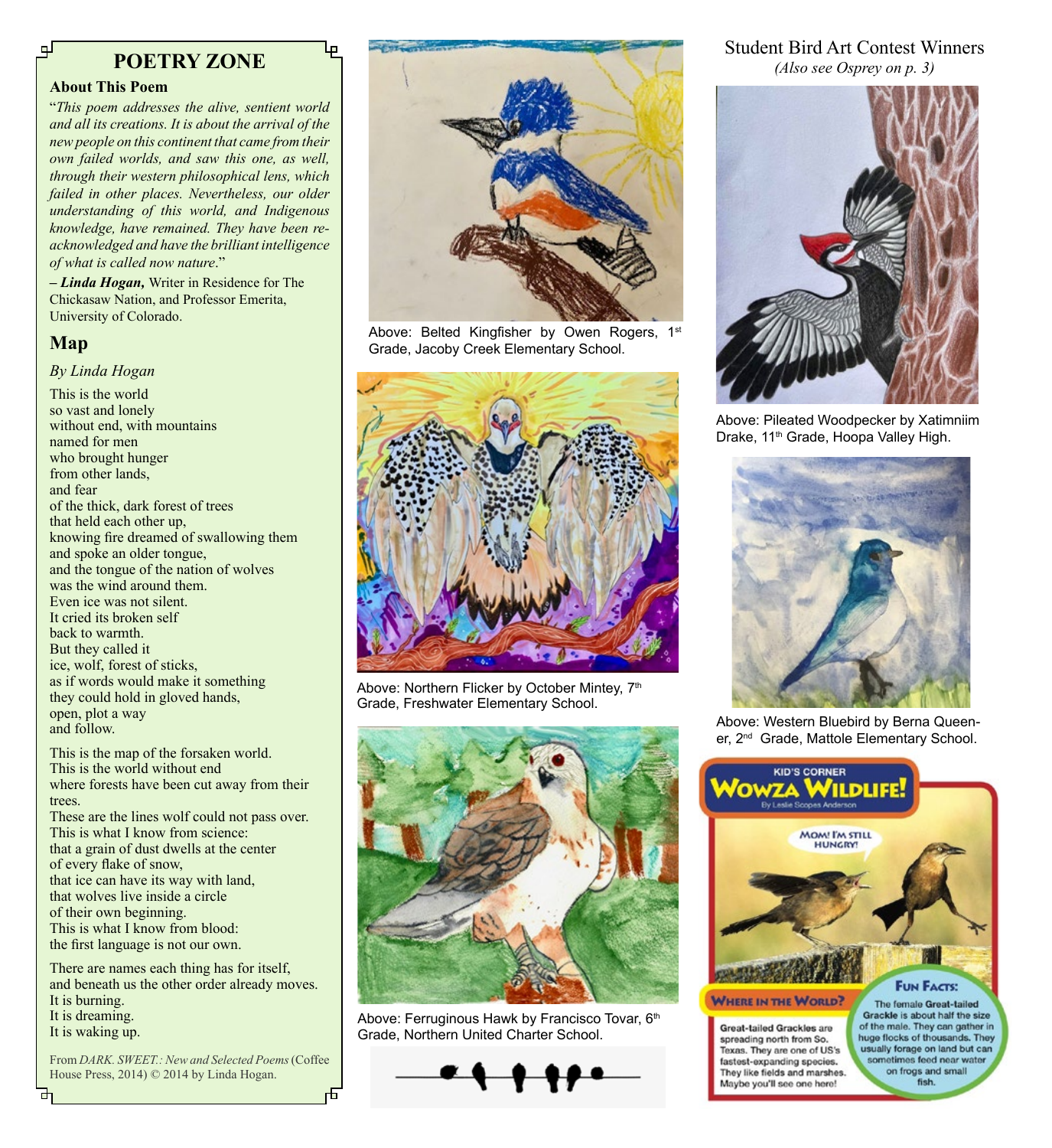## POETRY ZONE

### About This Poem

"*This poem addresses the alive, sentient world and all its creations. It is about the arrival of the new people on this continent that came from their own failed worlds, and saw this one, as well, through their western philosophical lens, which failed in other places. Nevertheless, our older understanding of this world, and Indigenous knowledge, have remained. They have been re-acknowledged and have the brilliant intelligence of what is called now nature*."

***– Linda Hogan,*** Writer in Residence for The Chickasaw Nation, and Professor Emerita, University of Colorado.

## Map

*By Linda Hogan*

This is the world
so vast and lonely
without end, with mountains
named for men
who brought hunger
from other lands,
and fear
of the thick, dark forest of trees
that held each other up,
knowing fire dreamed of swallowing them
and spoke an older tongue,
and the tongue of the nation of wolves
was the wind around them.
Even ice was not silent.
It cried its broken self
back to warmth.
But they called it
ice, wolf, forest of sticks,
as if words would make it something
they could hold in gloved hands,
open, plot a way
and follow.

This is the map of the forsaken world.
This is the world without end
where forests have been cut away from their trees.
These are the lines wolf could not pass over.
This is what I know from science:
that a grain of dust dwells at the center
of every flake of snow,
that ice can have its way with land,
that wolves live inside a circle
of their own beginning.
This is what I know from blood:
the first language is not our own.

There are names each thing has for itself,
and beneath us the other order already moves.
It is burning.
It is dreaming.
It is waking up.

From *DARK. SWEET.: New and Selected Poems* (Coffee House Press, 2014) © 2014 by Linda Hogan.

Above: Belted Kingfisher by Owen Rogers, 1st Grade, Jacoby Creek Elementary School.

Above: Northern Flicker by October Mintey, 7th Grade, Freshwater Elementary School.

Above: Ferruginous Hawk by Francisco Tovar, 6th Grade, Northern United Charter School.

## Student Bird Art Contest Winners

*(Also see Osprey on p. 3)*

Above: Pileated Woodpecker by Xatimniim Drake, 11th Grade, Hoopa Valley High.

Above: Western Bluebird by Berna Queener, 2nd Grade, Mattole Elementary School.

### KID'S CORNER
### WOWZA WILDLIFE!

By Leslie Scopes Anderson

MOM! I'M STILL HUNGRY!

**WHERE IN THE WORLD?**

Great-tailed Grackles are spreading north from So. Texas. They are one of US's fastest-expanding species. They like fields and marshes. Maybe you'll see one here!

**FUN FACTS:**

The female **Great-tailed Grackle** is about half the size of the male. They can gather in huge flocks of thousands. They usually forage on land but can sometimes feed near water on frogs and small fish.